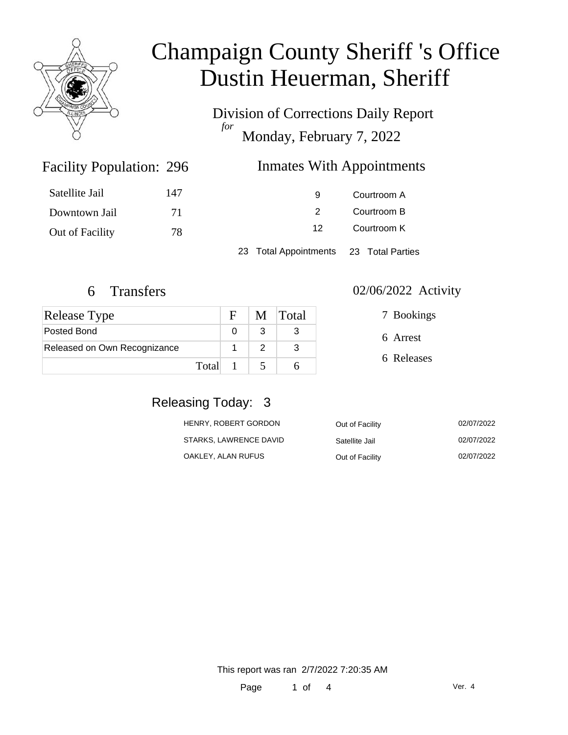# Champaign County Sheriff 's Office
# Dustin Heuerman, Sheriff

Division of Corrections Daily Report
*for*
Monday, February 7, 2022

## Facility Population: 296

| | |
|---|---|
| Satellite Jail | 147 |
| Downtown Jail | 71 |
| Out of Facility | 78 |

## Inmates With Appointments

| | |
|---|---|
| 9 | Courtroom A |
| 2 | Courtroom B |
| 12 | Courtroom K |

23 Total Appointments 23 Total Parties

## 6 Transfers

| Release Type | F | M | Total |
|---|---|---|---|
| Posted Bond | 0 | 3 | 3 |
| Released on Own Recognizance | 1 | 2 | 3 |
| Total | 1 | 5 | 6 |

## 02/06/2022 Activity

- 7 Bookings
- 6 Arrest
- 6 Releases

## Releasing Today: 3

| | | |
|---|---|---|
| HENRY, ROBERT GORDON | Out of Facility | 02/07/2022 |
| STARKS, LAWRENCE DAVID | Satellite Jail | 02/07/2022 |
| OAKLEY, ALAN RUFUS | Out of Facility | 02/07/2022 |

This report was ran 2/7/2022 7:20:35 AM

Ver. 4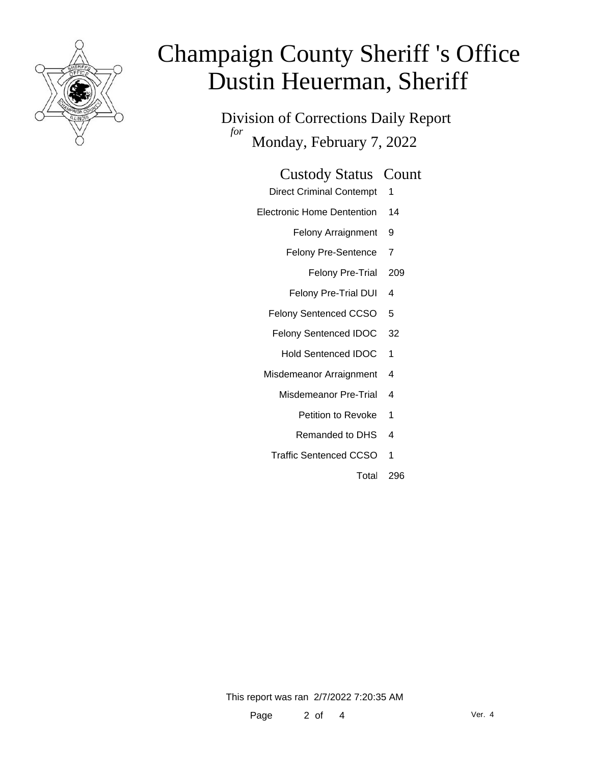# Champaign County Sheriff 's Office
# Dustin Heuerman, Sheriff

Division of Corrections Daily Report
*for*
Monday, February 7, 2022

| Custody Status | Count |
| --- | --- |
| Direct Criminal Contempt | 1 |
| Electronic Home Dentention | 14 |
| Felony Arraignment | 9 |
| Felony Pre-Sentence | 7 |
| Felony Pre-Trial | 209 |
| Felony Pre-Trial DUI | 4 |
| Felony Sentenced CCSO | 5 |
| Felony Sentenced IDOC | 32 |
| Hold Sentenced IDOC | 1 |
| Misdemeanor Arraignment | 4 |
| Misdemeanor Pre-Trial | 4 |
| Petition to Revoke | 1 |
| Remanded to DHS | 4 |
| Traffic Sentenced CCSO | 1 |
| Total | 296 |

This report was ran 2/7/2022 7:20:35 AM

Ver. 4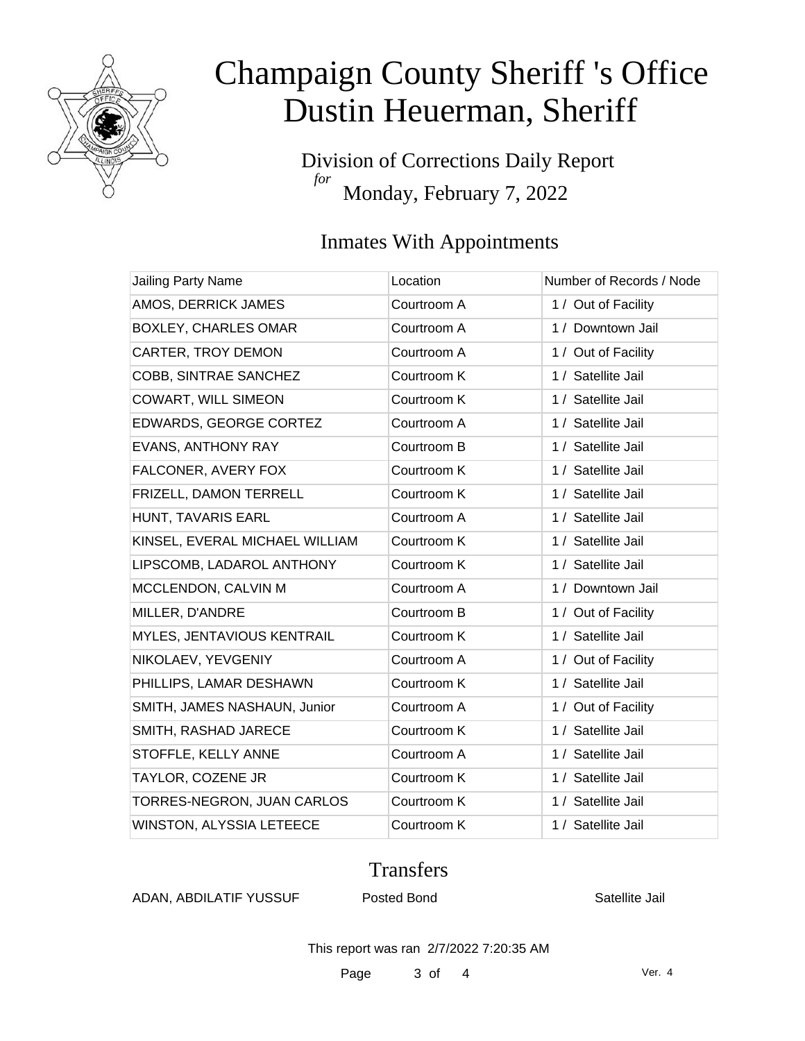# Champaign County Sheriff 's Office
# Dustin Heuerman, Sheriff

Division of Corrections Daily Report
*for*
Monday, February 7, 2022

## Inmates With Appointments

| Jailing Party Name | Location | Number of Records / Node |
|---|---|---|
| AMOS, DERRICK JAMES | Courtroom A | 1 / Out of Facility |
| BOXLEY, CHARLES OMAR | Courtroom A | 1 / Downtown Jail |
| CARTER, TROY DEMON | Courtroom A | 1 / Out of Facility |
| COBB, SINTRAE SANCHEZ | Courtroom K | 1 / Satellite Jail |
| COWART, WILL SIMEON | Courtroom K | 1 / Satellite Jail |
| EDWARDS, GEORGE CORTEZ | Courtroom A | 1 / Satellite Jail |
| EVANS, ANTHONY RAY | Courtroom B | 1 / Satellite Jail |
| FALCONER, AVERY FOX | Courtroom K | 1 / Satellite Jail |
| FRIZELL, DAMON TERRELL | Courtroom K | 1 / Satellite Jail |
| HUNT, TAVARIS EARL | Courtroom A | 1 / Satellite Jail |
| KINSEL, EVERAL MICHAEL WILLIAM | Courtroom K | 1 / Satellite Jail |
| LIPSCOMB, LADAROL ANTHONY | Courtroom K | 1 / Satellite Jail |
| MCCLENDON, CALVIN M | Courtroom A | 1 / Downtown Jail |
| MILLER, D'ANDRE | Courtroom B | 1 / Out of Facility |
| MYLES, JENTAVIOUS KENTRAIL | Courtroom K | 1 / Satellite Jail |
| NIKOLAEV, YEVGENIY | Courtroom A | 1 / Out of Facility |
| PHILLIPS, LAMAR DESHAWN | Courtroom K | 1 / Satellite Jail |
| SMITH, JAMES NASHAUN, Junior | Courtroom A | 1 / Out of Facility |
| SMITH, RASHAD JARECE | Courtroom K | 1 / Satellite Jail |
| STOFFLE, KELLY ANNE | Courtroom A | 1 / Satellite Jail |
| TAYLOR, COZENE JR | Courtroom K | 1 / Satellite Jail |
| TORRES-NEGRON, JUAN CARLOS | Courtroom K | 1 / Satellite Jail |
| WINSTON, ALYSSIA LETEECE | Courtroom K | 1 / Satellite Jail |

## Transfers

| | | |
|---|---|---|
| ADAN, ABDILATIF YUSSUF | Posted Bond | Satellite Jail |

This report was ran 2/7/2022 7:20:35 AM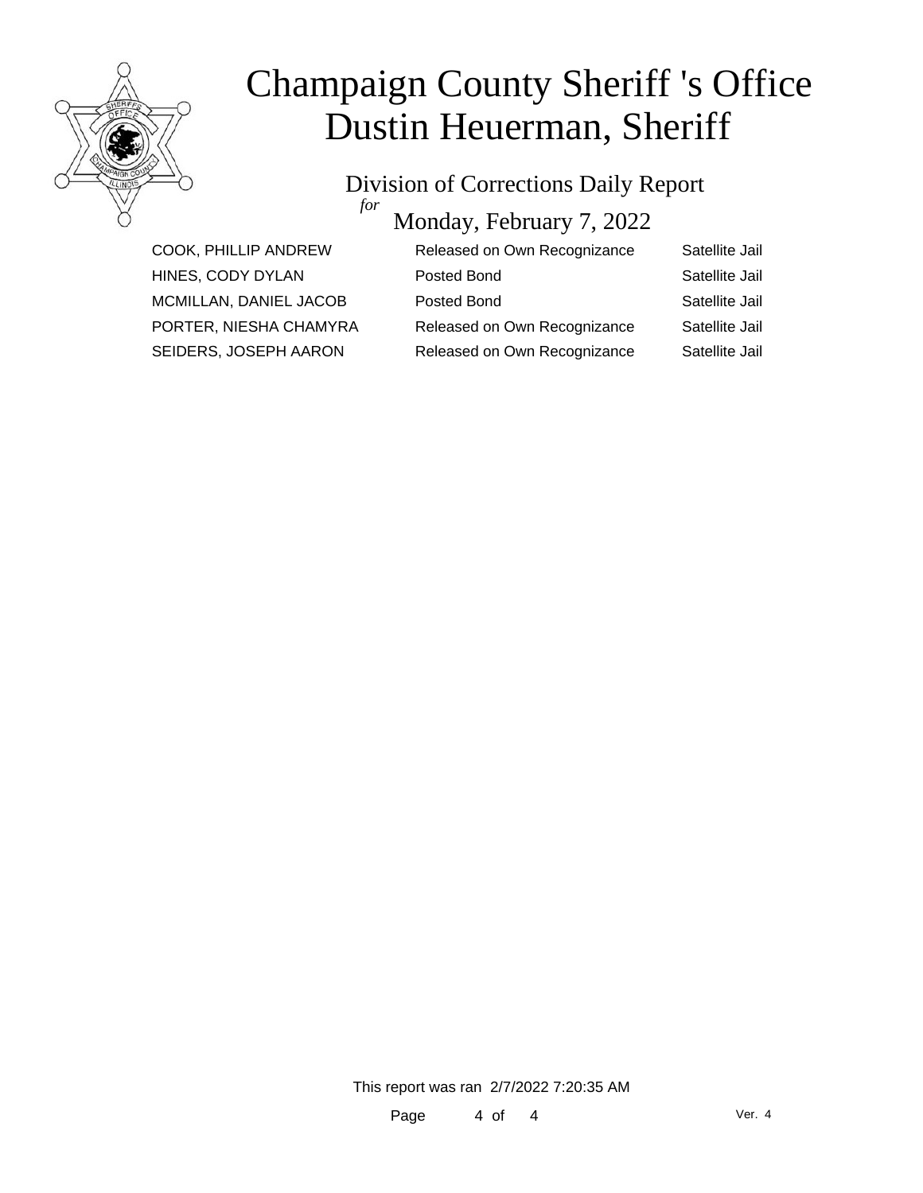# Champaign County Sheriff 's Office
# Dustin Heuerman, Sheriff

## Division of Corrections Daily Report

*for* Monday, February 7, 2022

| | | |
|---|---|---|
| COOK, PHILLIP ANDREW | Released on Own Recognizance | Satellite Jail |
| HINES, CODY DYLAN | Posted Bond | Satellite Jail |
| MCMILLAN, DANIEL JACOB | Posted Bond | Satellite Jail |
| PORTER, NIESHA CHAMYRA | Released on Own Recognizance | Satellite Jail |
| SEIDERS, JOSEPH AARON | Released on Own Recognizance | Satellite Jail |

This report was ran 2/7/2022 7:20:35 AM

Ver. 4